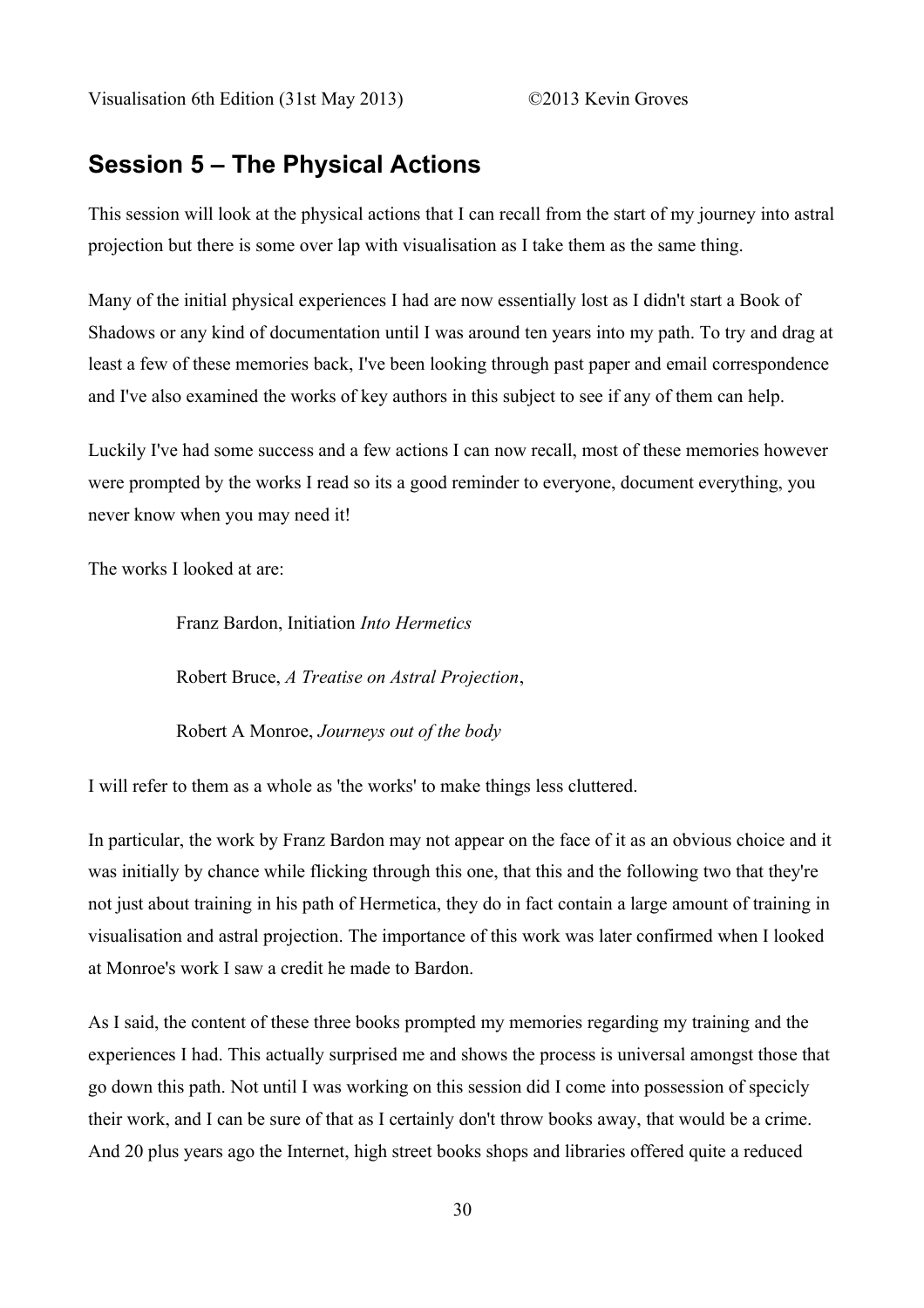## Session 5 – The Physical Actions

This session will look at the physical actions that I can recall from the start of my journey into astral projection but there is some over lap with visualisation as I take them as the same thing.

Many of the initial physical experiences I had are now essentially lost as I didn't start a Book of Shadows or any kind of documentation until I was around ten years into my path. To try and drag at least a few of these memories back, I've been looking through past paper and email correspondence and I've also examined the works of key authors in this subject to see if any of them can help.

Luckily I've had some success and a few actions I can now recall, most of these memories however were prompted by the works I read so its a good reminder to everyone, document everything, you never know when you may need it!

The works I looked at are:

Franz Bardon, Initiation *Into Hermetics*

Robert Bruce, *A Treatise on Astral Projection*,

Robert A Monroe, *Journeys out of the body*

I will refer to them as a whole as 'the works' to make things less cluttered.

In particular, the work by Franz Bardon may not appear on the face of it as an obvious choice and it was initially by chance while flicking through this one, that this and the following two that they're not just about training in his path of Hermetica, they do in fact contain a large amount of training in visualisation and astral projection. The importance of this work was later confirmed when I looked at Monroe's work I saw a credit he made to Bardon.

As I said, the content of these three books prompted my memories regarding my training and the experiences I had. This actually surprised me and shows the process is universal amongst those that go down this path. Not until I was working on this session did I come into possession of specicly their work, and I can be sure of that as I certainly don't throw books away, that would be a crime. And 20 plus years ago the Internet, high street books shops and libraries offered quite a reduced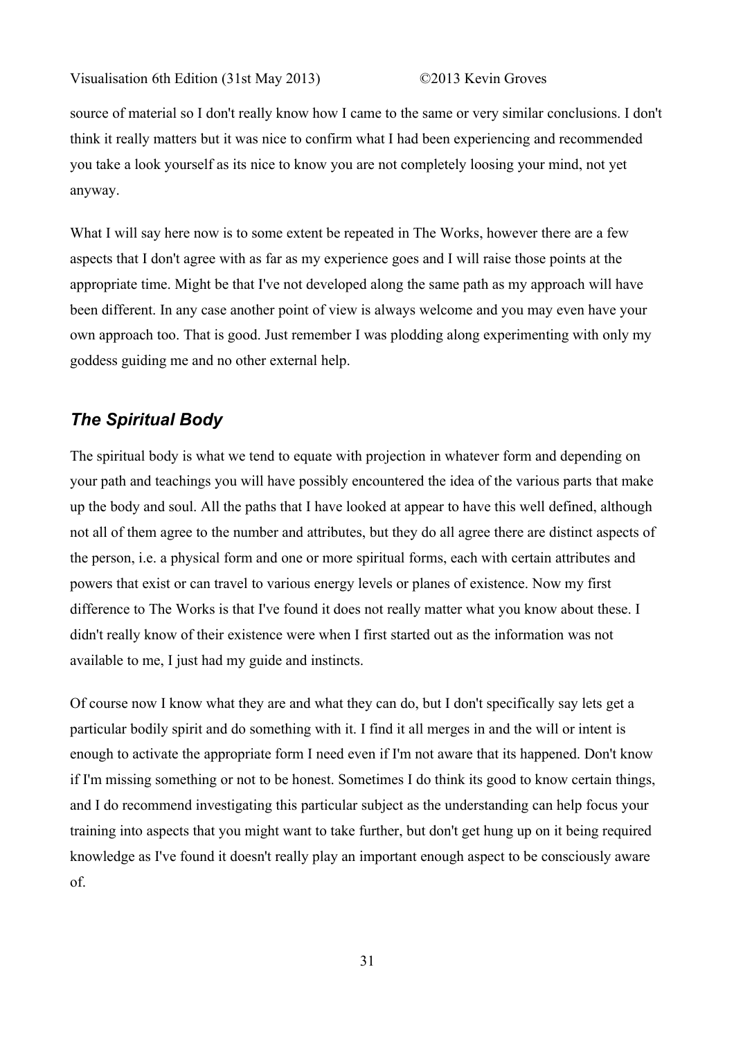source of material so I don't really know how I came to the same or very similar conclusions. I don't think it really matters but it was nice to confirm what I had been experiencing and recommended you take a look yourself as its nice to know you are not completely loosing your mind, not yet anyway.

What I will say here now is to some extent be repeated in The Works, however there are a few aspects that I don't agree with as far as my experience goes and I will raise those points at the appropriate time. Might be that I've not developed along the same path as my approach will have been different. In any case another point of view is always welcome and you may even have your own approach too. That is good. Just remember I was plodding along experimenting with only my goddess guiding me and no other external help.

## ***The Spiritual Body***

The spiritual body is what we tend to equate with projection in whatever form and depending on your path and teachings you will have possibly encountered the idea of the various parts that make up the body and soul. All the paths that I have looked at appear to have this well defined, although not all of them agree to the number and attributes, but they do all agree there are distinct aspects of the person, i.e. a physical form and one or more spiritual forms, each with certain attributes and powers that exist or can travel to various energy levels or planes of existence. Now my first difference to The Works is that I've found it does not really matter what you know about these. I didn't really know of their existence were when I first started out as the information was not available to me, I just had my guide and instincts.

Of course now I know what they are and what they can do, but I don't specifically say lets get a particular bodily spirit and do something with it. I find it all merges in and the will or intent is enough to activate the appropriate form I need even if I'm not aware that its happened. Don't know if I'm missing something or not to be honest. Sometimes I do think its good to know certain things, and I do recommend investigating this particular subject as the understanding can help focus your training into aspects that you might want to take further, but don't get hung up on it being required knowledge as I've found it doesn't really play an important enough aspect to be consciously aware of.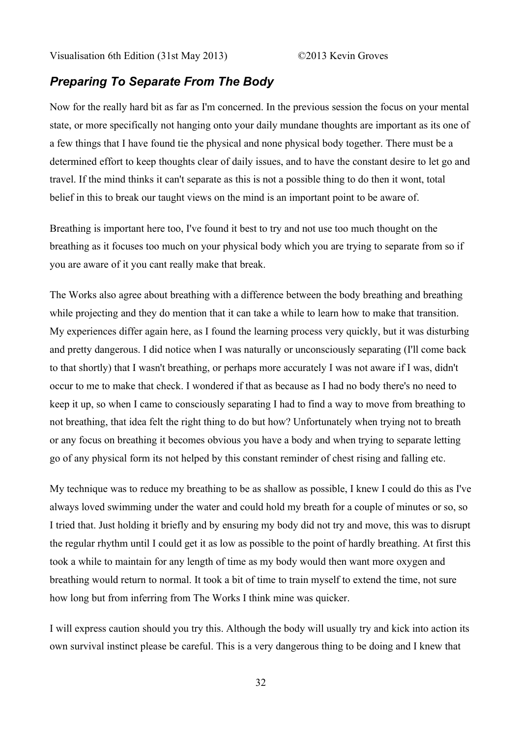## *Preparing To Separate From The Body*

Now for the really hard bit as far as I'm concerned. In the previous session the focus on your mental state, or more specifically not hanging onto your daily mundane thoughts are important as its one of a few things that I have found tie the physical and none physical body together. There must be a determined effort to keep thoughts clear of daily issues, and to have the constant desire to let go and travel. If the mind thinks it can't separate as this is not a possible thing to do then it wont, total belief in this to break our taught views on the mind is an important point to be aware of.

Breathing is important here too, I've found it best to try and not use too much thought on the breathing as it focuses too much on your physical body which you are trying to separate from so if you are aware of it you cant really make that break.

The Works also agree about breathing with a difference between the body breathing and breathing while projecting and they do mention that it can take a while to learn how to make that transition. My experiences differ again here, as I found the learning process very quickly, but it was disturbing and pretty dangerous. I did notice when I was naturally or unconsciously separating (I'll come back to that shortly) that I wasn't breathing, or perhaps more accurately I was not aware if I was, didn't occur to me to make that check. I wondered if that as because as I had no body there's no need to keep it up, so when I came to consciously separating I had to find a way to move from breathing to not breathing, that idea felt the right thing to do but how? Unfortunately when trying not to breath or any focus on breathing it becomes obvious you have a body and when trying to separate letting go of any physical form its not helped by this constant reminder of chest rising and falling etc.

My technique was to reduce my breathing to be as shallow as possible, I knew I could do this as I've always loved swimming under the water and could hold my breath for a couple of minutes or so, so I tried that. Just holding it briefly and by ensuring my body did not try and move, this was to disrupt the regular rhythm until I could get it as low as possible to the point of hardly breathing. At first this took a while to maintain for any length of time as my body would then want more oxygen and breathing would return to normal. It took a bit of time to train myself to extend the time, not sure how long but from inferring from The Works I think mine was quicker.

I will express caution should you try this. Although the body will usually try and kick into action its own survival instinct please be careful. This is a very dangerous thing to be doing and I knew that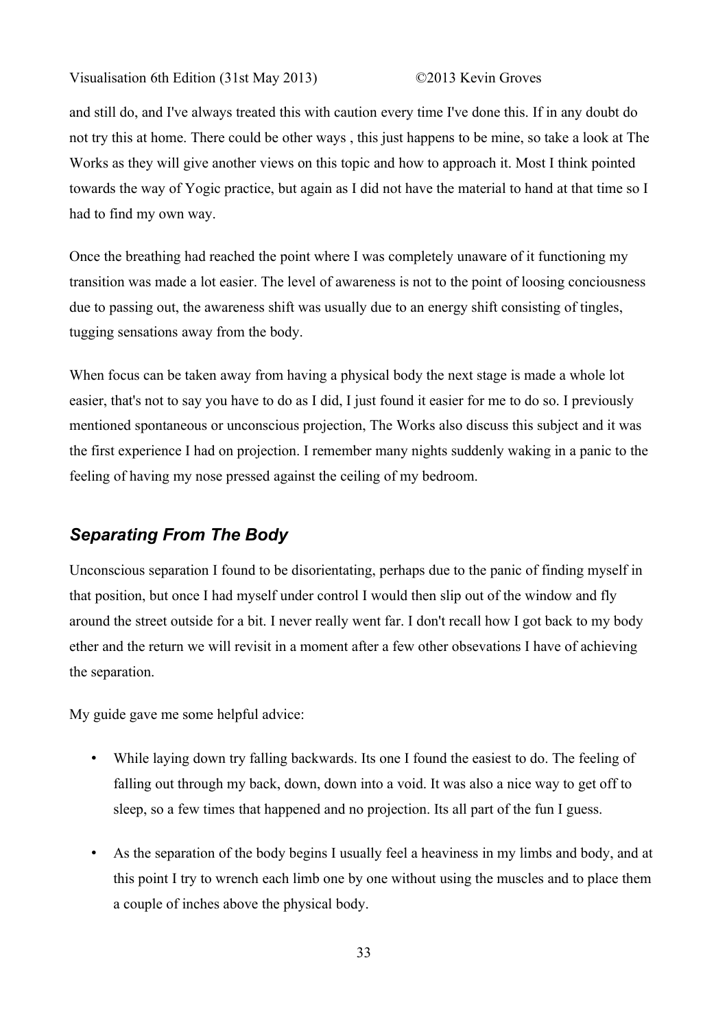and still do, and I've always treated this with caution every time I've done this. If in any doubt do not try this at home. There could be other ways , this just happens to be mine, so take a look at The Works as they will give another views on this topic and how to approach it. Most I think pointed towards the way of Yogic practice, but again as I did not have the material to hand at that time so I had to find my own way.

Once the breathing had reached the point where I was completely unaware of it functioning my transition was made a lot easier. The level of awareness is not to the point of loosing conciousness due to passing out, the awareness shift was usually due to an energy shift consisting of tingles, tugging sensations away from the body.

When focus can be taken away from having a physical body the next stage is made a whole lot easier, that's not to say you have to do as I did, I just found it easier for me to do so. I previously mentioned spontaneous or unconscious projection, The Works also discuss this subject and it was the first experience I had on projection. I remember many nights suddenly waking in a panic to the feeling of having my nose pressed against the ceiling of my bedroom.

## *Separating From The Body*

Unconscious separation I found to be disorientating, perhaps due to the panic of finding myself in that position, but once I had myself under control I would then slip out of the window and fly around the street outside for a bit. I never really went far. I don't recall how I got back to my body ether and the return we will revisit in a moment after a few other obsevations I have of achieving the separation.

My guide gave me some helpful advice:

- While laying down try falling backwards. Its one I found the easiest to do. The feeling of falling out through my back, down, down into a void. It was also a nice way to get off to sleep, so a few times that happened and no projection. Its all part of the fun I guess.
- As the separation of the body begins I usually feel a heaviness in my limbs and body, and at this point I try to wrench each limb one by one without using the muscles and to place them a couple of inches above the physical body.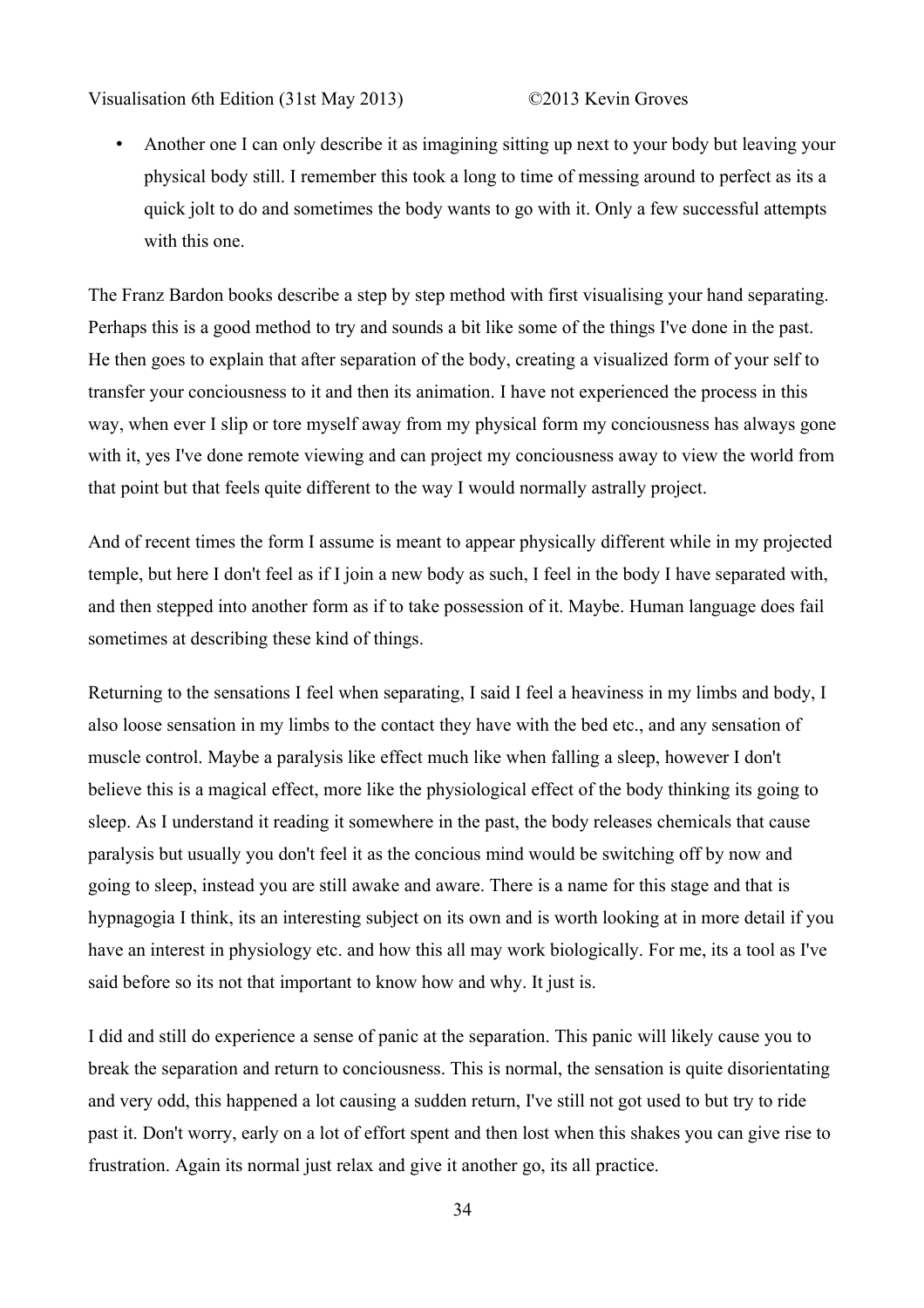- Another one I can only describe it as imagining sitting up next to your body but leaving your physical body still. I remember this took a long to time of messing around to perfect as its a quick jolt to do and sometimes the body wants to go with it. Only a few successful attempts with this one.

The Franz Bardon books describe a step by step method with first visualising your hand separating. Perhaps this is a good method to try and sounds a bit like some of the things I've done in the past. He then goes to explain that after separation of the body, creating a visualized form of your self to transfer your conciousness to it and then its animation. I have not experienced the process in this way, when ever I slip or tore myself away from my physical form my conciousness has always gone with it, yes I've done remote viewing and can project my conciousness away to view the world from that point but that feels quite different to the way I would normally astrally project.

And of recent times the form I assume is meant to appear physically different while in my projected temple, but here I don't feel as if I join a new body as such, I feel in the body I have separated with, and then stepped into another form as if to take possession of it. Maybe. Human language does fail sometimes at describing these kind of things.

Returning to the sensations I feel when separating, I said I feel a heaviness in my limbs and body, I also loose sensation in my limbs to the contact they have with the bed etc., and any sensation of muscle control. Maybe a paralysis like effect much like when falling a sleep, however I don't believe this is a magical effect, more like the physiological effect of the body thinking its going to sleep. As I understand it reading it somewhere in the past, the body releases chemicals that cause paralysis but usually you don't feel it as the concious mind would be switching off by now and going to sleep, instead you are still awake and aware. There is a name for this stage and that is hypnagogia I think, its an interesting subject on its own and is worth looking at in more detail if you have an interest in physiology etc. and how this all may work biologically. For me, its a tool as I've said before so its not that important to know how and why. It just is.

I did and still do experience a sense of panic at the separation. This panic will likely cause you to break the separation and return to conciousness. This is normal, the sensation is quite disorientating and very odd, this happened a lot causing a sudden return, I've still not got used to but try to ride past it. Don't worry, early on a lot of effort spent and then lost when this shakes you can give rise to frustration. Again its normal just relax and give it another go, its all practice.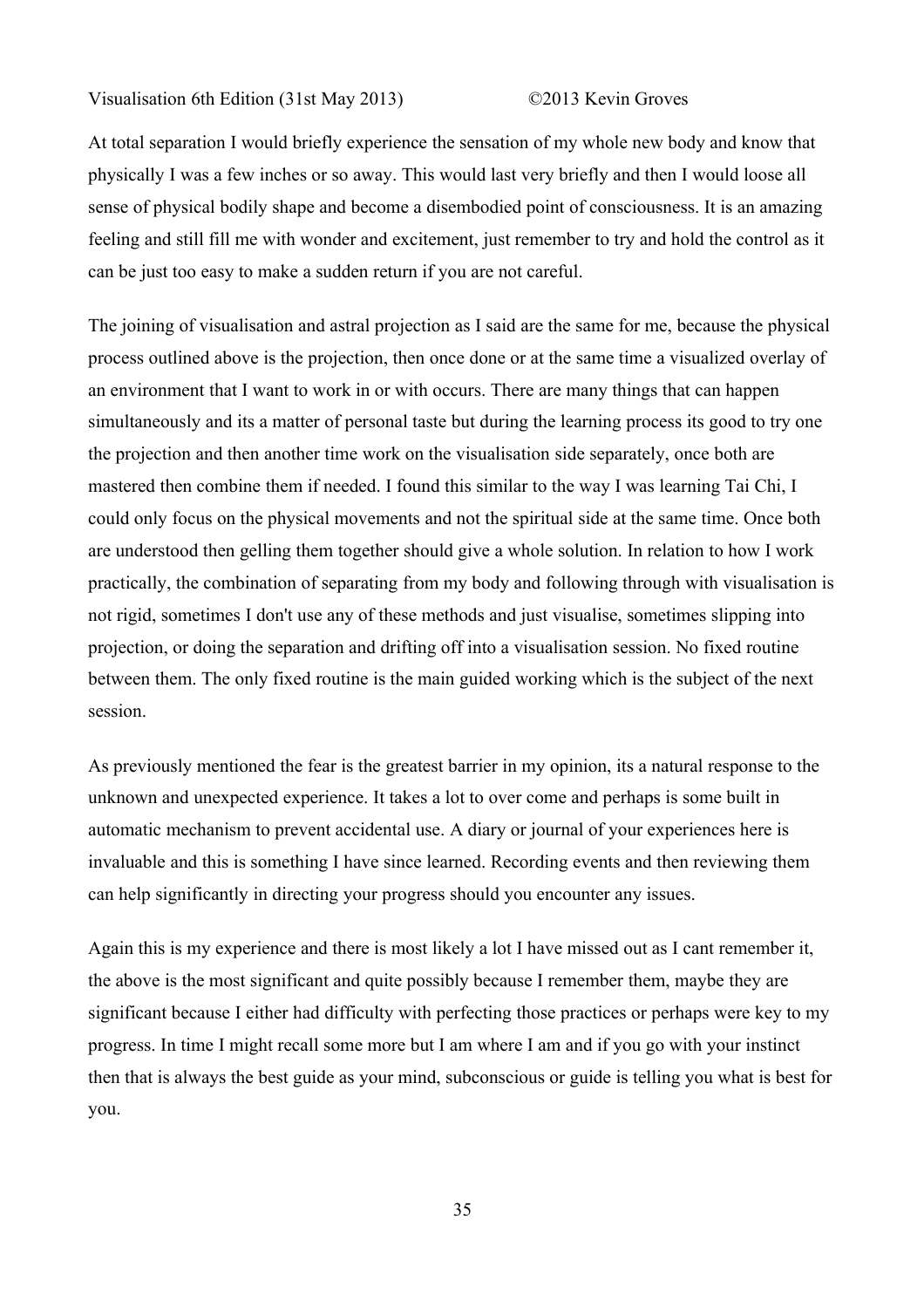At total separation I would briefly experience the sensation of my whole new body and know that physically I was a few inches or so away. This would last very briefly and then I would loose all sense of physical bodily shape and become a disembodied point of consciousness. It is an amazing feeling and still fill me with wonder and excitement, just remember to try and hold the control as it can be just too easy to make a sudden return if you are not careful.

The joining of visualisation and astral projection as I said are the same for me, because the physical process outlined above is the projection, then once done or at the same time a visualized overlay of an environment that I want to work in or with occurs. There are many things that can happen simultaneously and its a matter of personal taste but during the learning process its good to try one the projection and then another time work on the visualisation side separately, once both are mastered then combine them if needed. I found this similar to the way I was learning Tai Chi, I could only focus on the physical movements and not the spiritual side at the same time. Once both are understood then gelling them together should give a whole solution. In relation to how I work practically, the combination of separating from my body and following through with visualisation is not rigid, sometimes I don't use any of these methods and just visualise, sometimes slipping into projection, or doing the separation and drifting off into a visualisation session. No fixed routine between them. The only fixed routine is the main guided working which is the subject of the next session.

As previously mentioned the fear is the greatest barrier in my opinion, its a natural response to the unknown and unexpected experience. It takes a lot to over come and perhaps is some built in automatic mechanism to prevent accidental use. A diary or journal of your experiences here is invaluable and this is something I have since learned. Recording events and then reviewing them can help significantly in directing your progress should you encounter any issues.

Again this is my experience and there is most likely a lot I have missed out as I cant remember it, the above is the most significant and quite possibly because I remember them, maybe they are significant because I either had difficulty with perfecting those practices or perhaps were key to my progress. In time I might recall some more but I am where I am and if you go with your instinct then that is always the best guide as your mind, subconscious or guide is telling you what is best for you.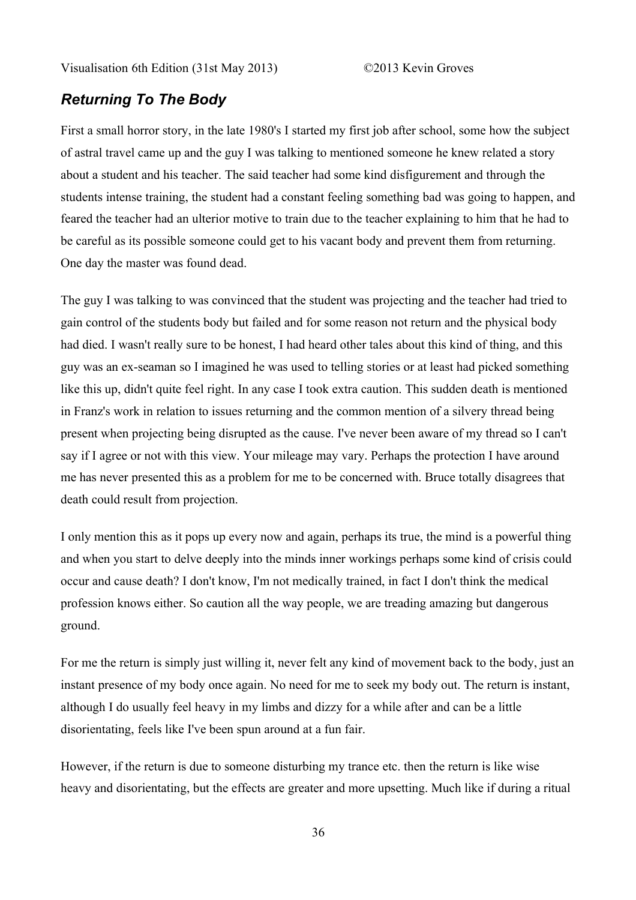## *Returning To The Body*

First a small horror story, in the late 1980's I started my first job after school, some how the subject of astral travel came up and the guy I was talking to mentioned someone he knew related a story about a student and his teacher. The said teacher had some kind disfigurement and through the students intense training, the student had a constant feeling something bad was going to happen, and feared the teacher had an ulterior motive to train due to the teacher explaining to him that he had to be careful as its possible someone could get to his vacant body and prevent them from returning. One day the master was found dead.

The guy I was talking to was convinced that the student was projecting and the teacher had tried to gain control of the students body but failed and for some reason not return and the physical body had died. I wasn't really sure to be honest, I had heard other tales about this kind of thing, and this guy was an ex-seaman so I imagined he was used to telling stories or at least had picked something like this up, didn't quite feel right. In any case I took extra caution. This sudden death is mentioned in Franz's work in relation to issues returning and the common mention of a silvery thread being present when projecting being disrupted as the cause. I've never been aware of my thread so I can't say if I agree or not with this view. Your mileage may vary. Perhaps the protection I have around me has never presented this as a problem for me to be concerned with. Bruce totally disagrees that death could result from projection.

I only mention this as it pops up every now and again, perhaps its true, the mind is a powerful thing and when you start to delve deeply into the minds inner workings perhaps some kind of crisis could occur and cause death? I don't know, I'm not medically trained, in fact I don't think the medical profession knows either. So caution all the way people, we are treading amazing but dangerous ground.

For me the return is simply just willing it, never felt any kind of movement back to the body, just an instant presence of my body once again. No need for me to seek my body out. The return is instant, although I do usually feel heavy in my limbs and dizzy for a while after and can be a little disorientating, feels like I've been spun around at a fun fair.

However, if the return is due to someone disturbing my trance etc. then the return is like wise heavy and disorientating, but the effects are greater and more upsetting. Much like if during a ritual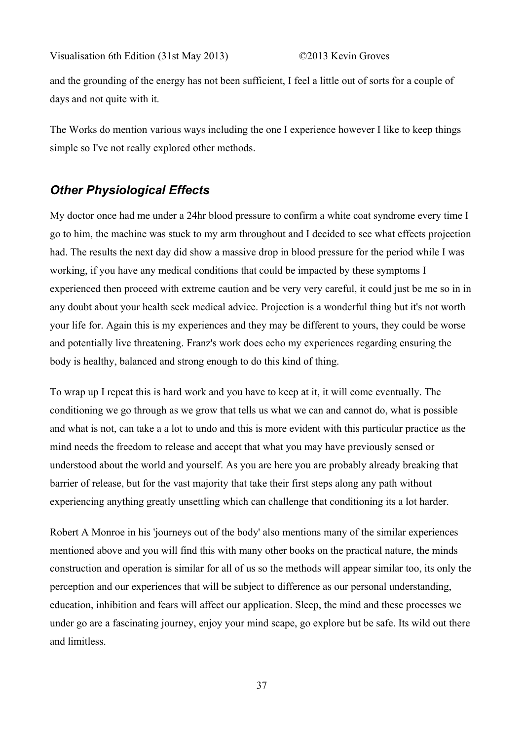and the grounding of the energy has not been sufficient, I feel a little out of sorts for a couple of days and not quite with it.

The Works do mention various ways including the one I experience however I like to keep things simple so I've not really explored other methods.

### *Other Physiological Effects*

My doctor once had me under a 24hr blood pressure to confirm a white coat syndrome every time I go to him, the machine was stuck to my arm throughout and I decided to see what effects projection had. The results the next day did show a massive drop in blood pressure for the period while I was working, if you have any medical conditions that could be impacted by these symptoms I experienced then proceed with extreme caution and be very very careful, it could just be me so in in any doubt about your health seek medical advice. Projection is a wonderful thing but it's not worth your life for. Again this is my experiences and they may be different to yours, they could be worse and potentially live threatening. Franz's work does echo my experiences regarding ensuring the body is healthy, balanced and strong enough to do this kind of thing.

To wrap up I repeat this is hard work and you have to keep at it, it will come eventually. The conditioning we go through as we grow that tells us what we can and cannot do, what is possible and what is not, can take a a lot to undo and this is more evident with this particular practice as the mind needs the freedom to release and accept that what you may have previously sensed or understood about the world and yourself. As you are here you are probably already breaking that barrier of release, but for the vast majority that take their first steps along any path without experiencing anything greatly unsettling which can challenge that conditioning its a lot harder.

Robert A Monroe in his 'journeys out of the body' also mentions many of the similar experiences mentioned above and you will find this with many other books on the practical nature, the minds construction and operation is similar for all of us so the methods will appear similar too, its only the perception and our experiences that will be subject to difference as our personal understanding, education, inhibition and fears will affect our application. Sleep, the mind and these processes we under go are a fascinating journey, enjoy your mind scape, go explore but be safe. Its wild out there and limitless.